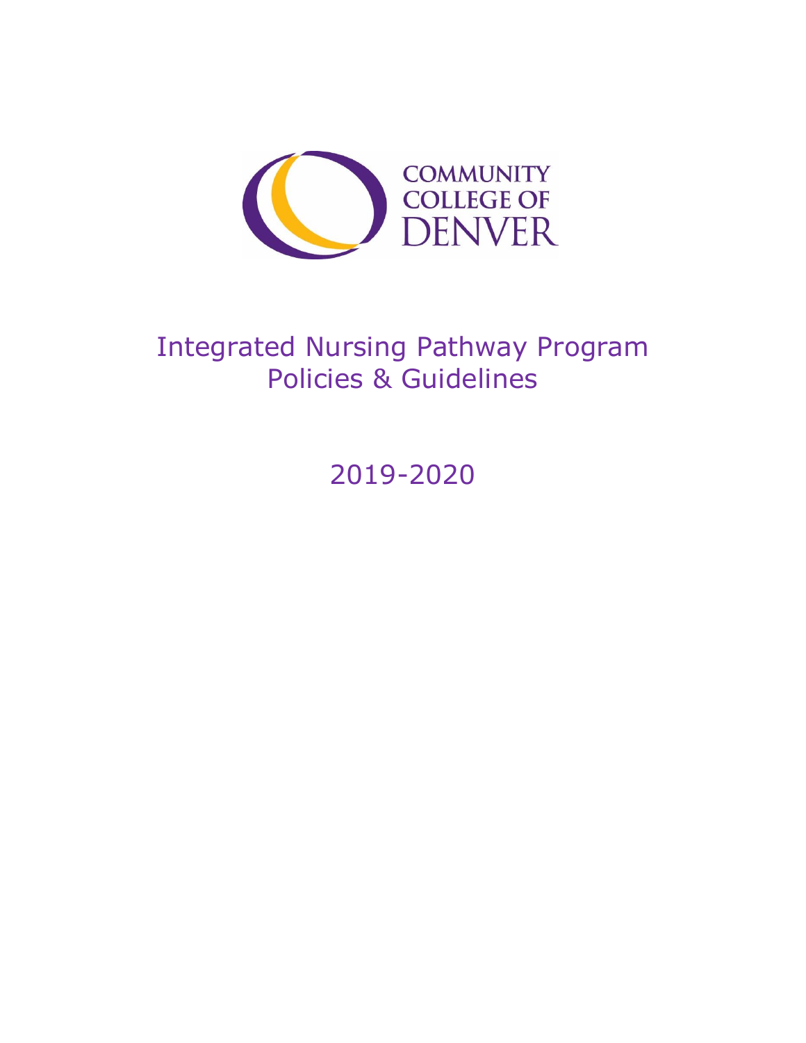COMMUNITY COLLEGE OF DENVER

# Integrated Nursing Pathway Program Policies & Guidelines

2019-2020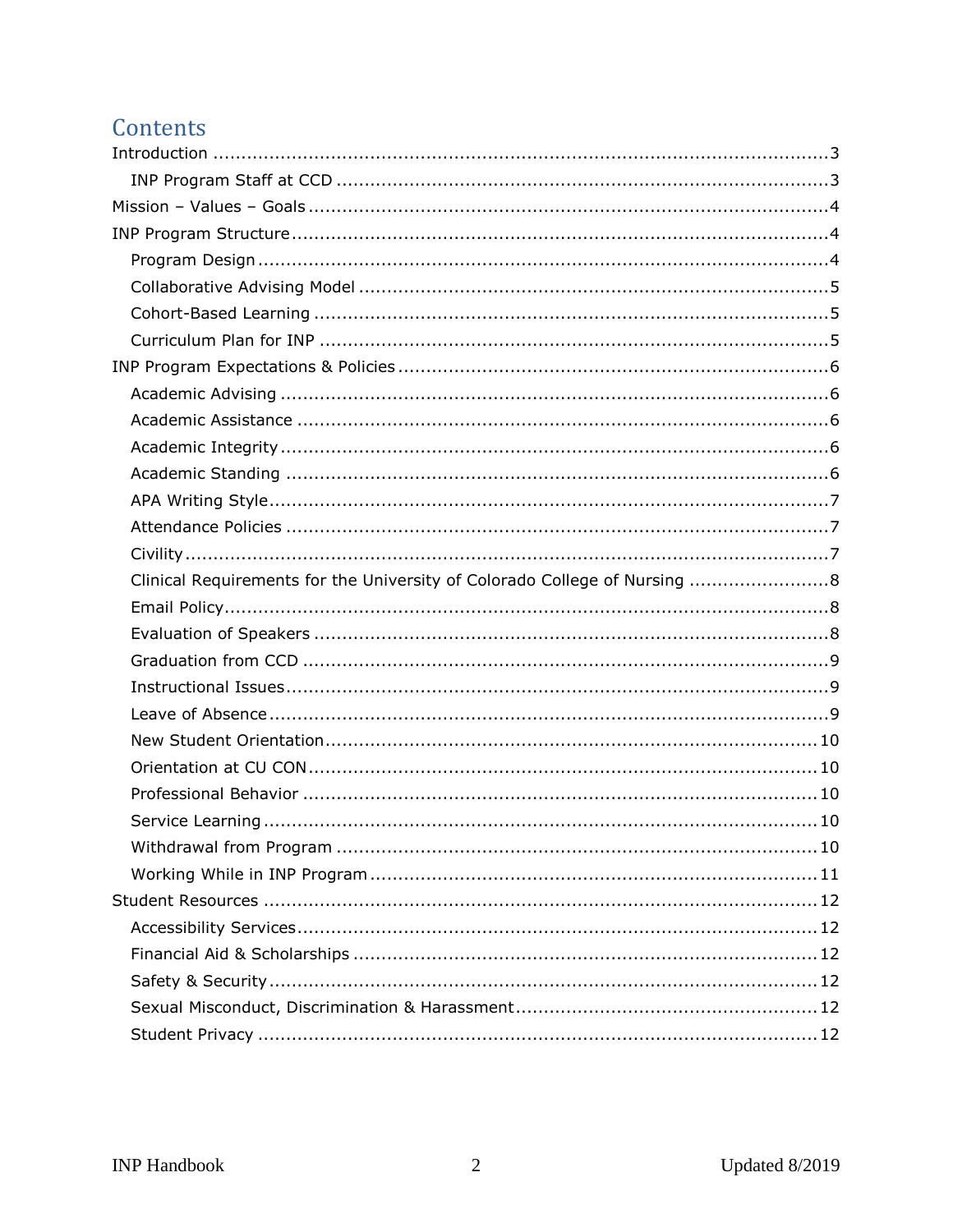# Contents

- Introduction ... 3
  - INP Program Staff at CCD ... 3
- Mission – Values – Goals ... 4
- INP Program Structure ... 4
  - Program Design ... 4
  - Collaborative Advising Model ... 5
  - Cohort-Based Learning ... 5
  - Curriculum Plan for INP ... 5
- INP Program Expectations & Policies ... 6
  - Academic Advising ... 6
  - Academic Assistance ... 6
  - Academic Integrity ... 6
  - Academic Standing ... 6
  - APA Writing Style ... 7
  - Attendance Policies ... 7
  - Civility ... 7
  - Clinical Requirements for the University of Colorado College of Nursing ... 8
  - Email Policy ... 8
  - Evaluation of Speakers ... 8
  - Graduation from CCD ... 9
  - Instructional Issues ... 9
  - Leave of Absence ... 9
  - New Student Orientation ... 10
  - Orientation at CU CON ... 10
  - Professional Behavior ... 10
  - Service Learning ... 10
  - Withdrawal from Program ... 10
  - Working While in INP Program ... 11
- Student Resources ... 12
  - Accessibility Services ... 12
  - Financial Aid & Scholarships ... 12
  - Safety & Security ... 12
  - Sexual Misconduct, Discrimination & Harassment ... 12
  - Student Privacy ... 12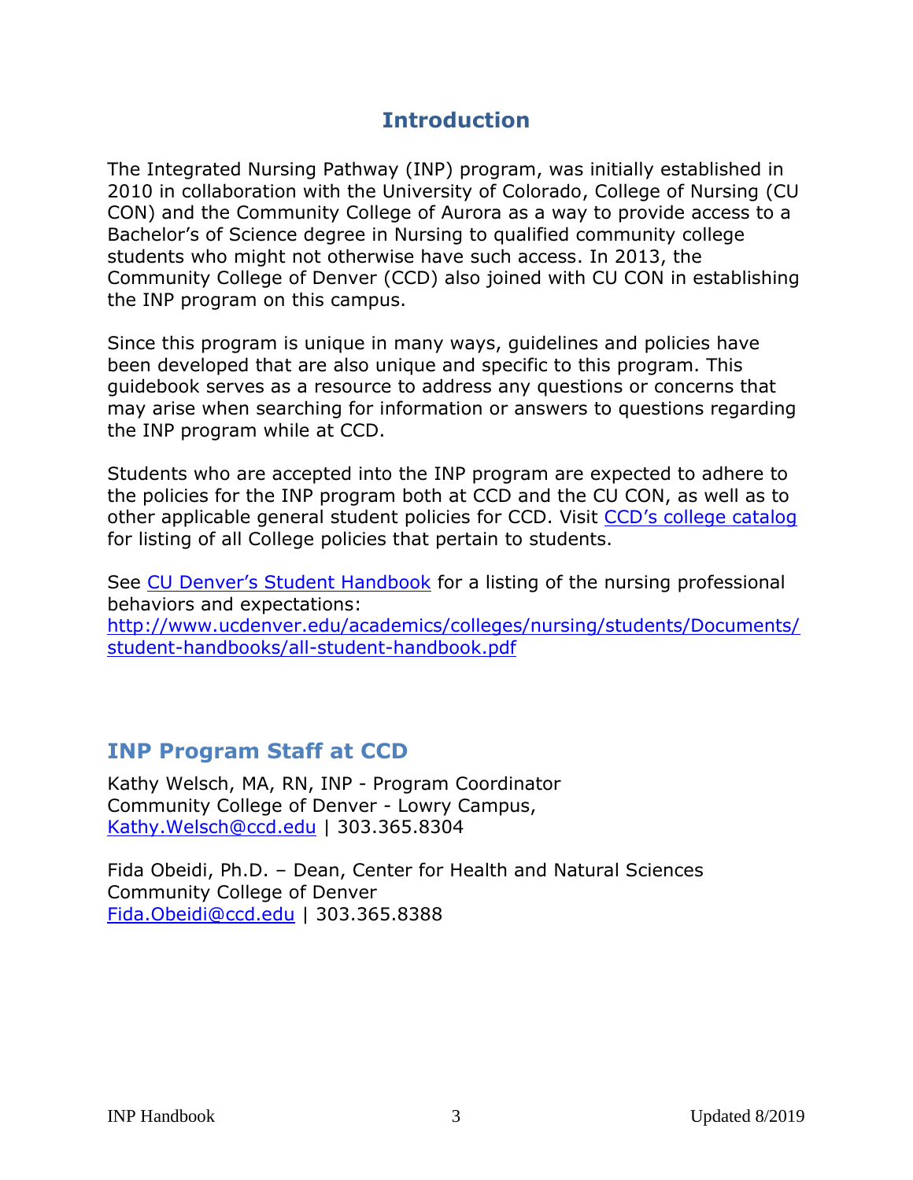# Introduction

The Integrated Nursing Pathway (INP) program, was initially established in 2010 in collaboration with the University of Colorado, College of Nursing (CU CON) and the Community College of Aurora as a way to provide access to a Bachelor's of Science degree in Nursing to qualified community college students who might not otherwise have such access. In 2013, the Community College of Denver (CCD) also joined with CU CON in establishing the INP program on this campus.

Since this program is unique in many ways, guidelines and policies have been developed that are also unique and specific to this program. This guidebook serves as a resource to address any questions or concerns that may arise when searching for information or answers to questions regarding the INP program while at CCD.

Students who are accepted into the INP program are expected to adhere to the policies for the INP program both at CCD and the CU CON, as well as to other applicable general student policies for CCD. Visit [CCD's college catalog](#) for listing of all College policies that pertain to students.

See [CU Denver's Student Handbook](#) for a listing of the nursing professional behaviors and expectations: http://www.ucdenver.edu/academics/colleges/nursing/students/Documents/student-handbooks/all-student-handbook.pdf

## INP Program Staff at CCD

Kathy Welsch, MA, RN, INP - Program Coordinator
Community College of Denver - Lowry Campus,
Kathy.Welsch@ccd.edu | 303.365.8304

Fida Obeidi, Ph.D. – Dean, Center for Health and Natural Sciences
Community College of Denver
Fida.Obeidi@ccd.edu | 303.365.8388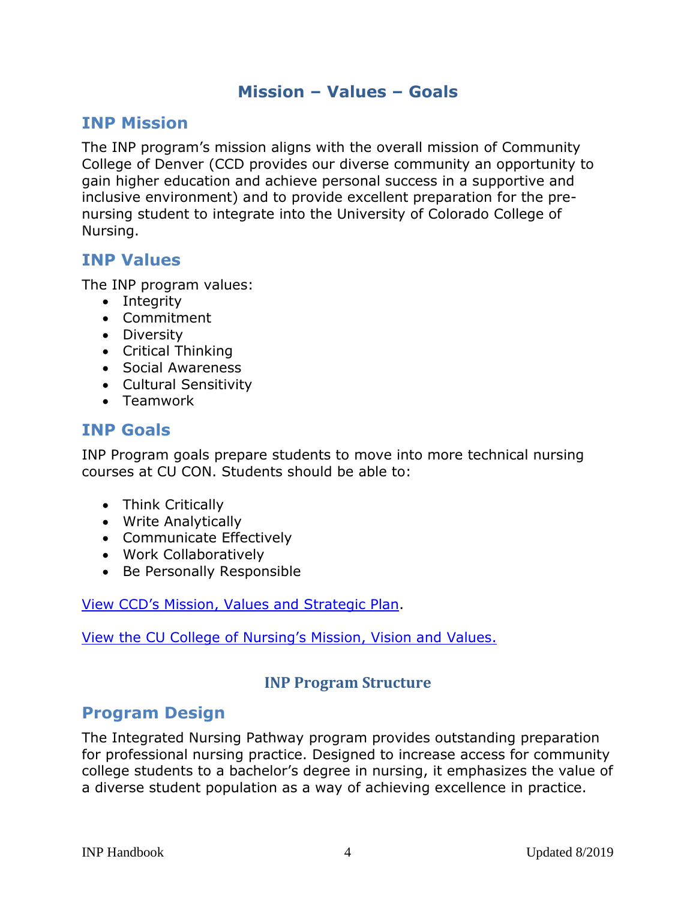# Mission – Values – Goals

## INP Mission

The INP program's mission aligns with the overall mission of Community College of Denver (CCD provides our diverse community an opportunity to gain higher education and achieve personal success in a supportive and inclusive environment) and to provide excellent preparation for the pre-nursing student to integrate into the University of Colorado College of Nursing.

## INP Values

The INP program values:

- Integrity
- Commitment
- Diversity
- Critical Thinking
- Social Awareness
- Cultural Sensitivity
- Teamwork

## INP Goals

INP Program goals prepare students to move into more technical nursing courses at CU CON. Students should be able to:

- Think Critically
- Write Analytically
- Communicate Effectively
- Work Collaboratively
- Be Personally Responsible

View CCD's Mission, Values and Strategic Plan.

View the CU College of Nursing's Mission, Vision and Values.

# INP Program Structure

## Program Design

The Integrated Nursing Pathway program provides outstanding preparation for professional nursing practice. Designed to increase access for community college students to a bachelor's degree in nursing, it emphasizes the value of a diverse student population as a way of achieving excellence in practice.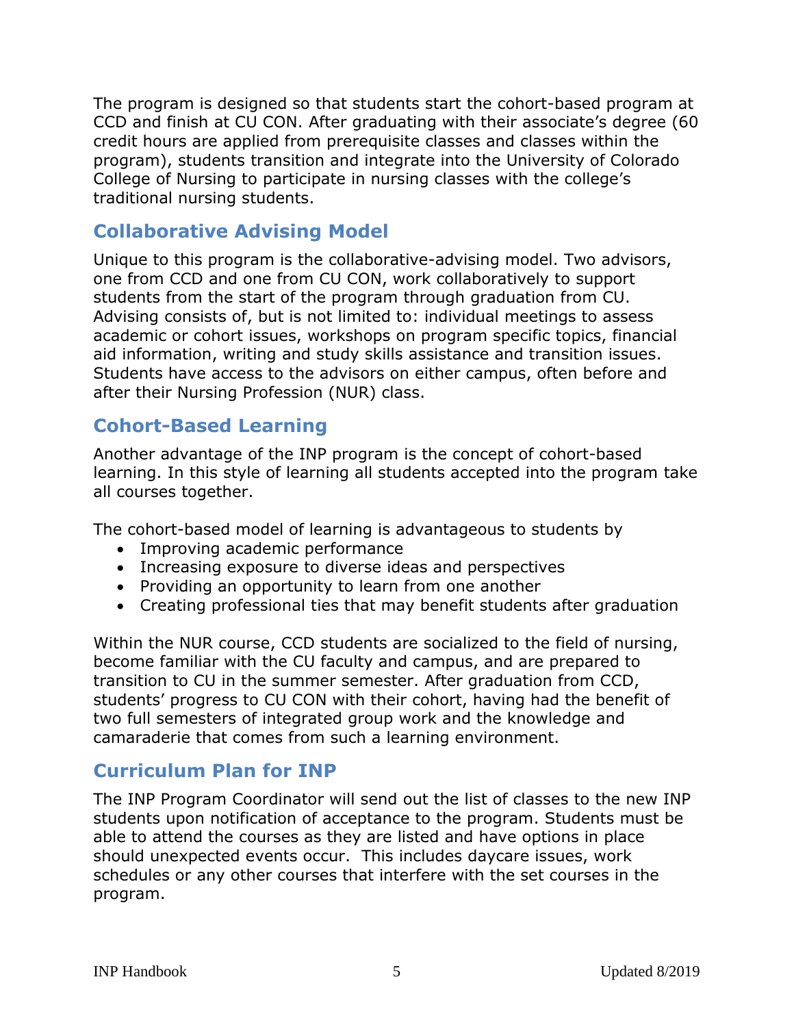The program is designed so that students start the cohort-based program at CCD and finish at CU CON. After graduating with their associate's degree (60 credit hours are applied from prerequisite classes and classes within the program), students transition and integrate into the University of Colorado College of Nursing to participate in nursing classes with the college's traditional nursing students.

## Collaborative Advising Model

Unique to this program is the collaborative-advising model. Two advisors, one from CCD and one from CU CON, work collaboratively to support students from the start of the program through graduation from CU. Advising consists of, but is not limited to: individual meetings to assess academic or cohort issues, workshops on program specific topics, financial aid information, writing and study skills assistance and transition issues. Students have access to the advisors on either campus, often before and after their Nursing Profession (NUR) class.

## Cohort-Based Learning

Another advantage of the INP program is the concept of cohort-based learning. In this style of learning all students accepted into the program take all courses together.

The cohort-based model of learning is advantageous to students by

- Improving academic performance
- Increasing exposure to diverse ideas and perspectives
- Providing an opportunity to learn from one another
- Creating professional ties that may benefit students after graduation

Within the NUR course, CCD students are socialized to the field of nursing, become familiar with the CU faculty and campus, and are prepared to transition to CU in the summer semester. After graduation from CCD, students' progress to CU CON with their cohort, having had the benefit of two full semesters of integrated group work and the knowledge and camaraderie that comes from such a learning environment.

## Curriculum Plan for INP

The INP Program Coordinator will send out the list of classes to the new INP students upon notification of acceptance to the program. Students must be able to attend the courses as they are listed and have options in place should unexpected events occur. This includes daycare issues, work schedules or any other courses that interfere with the set courses in the program.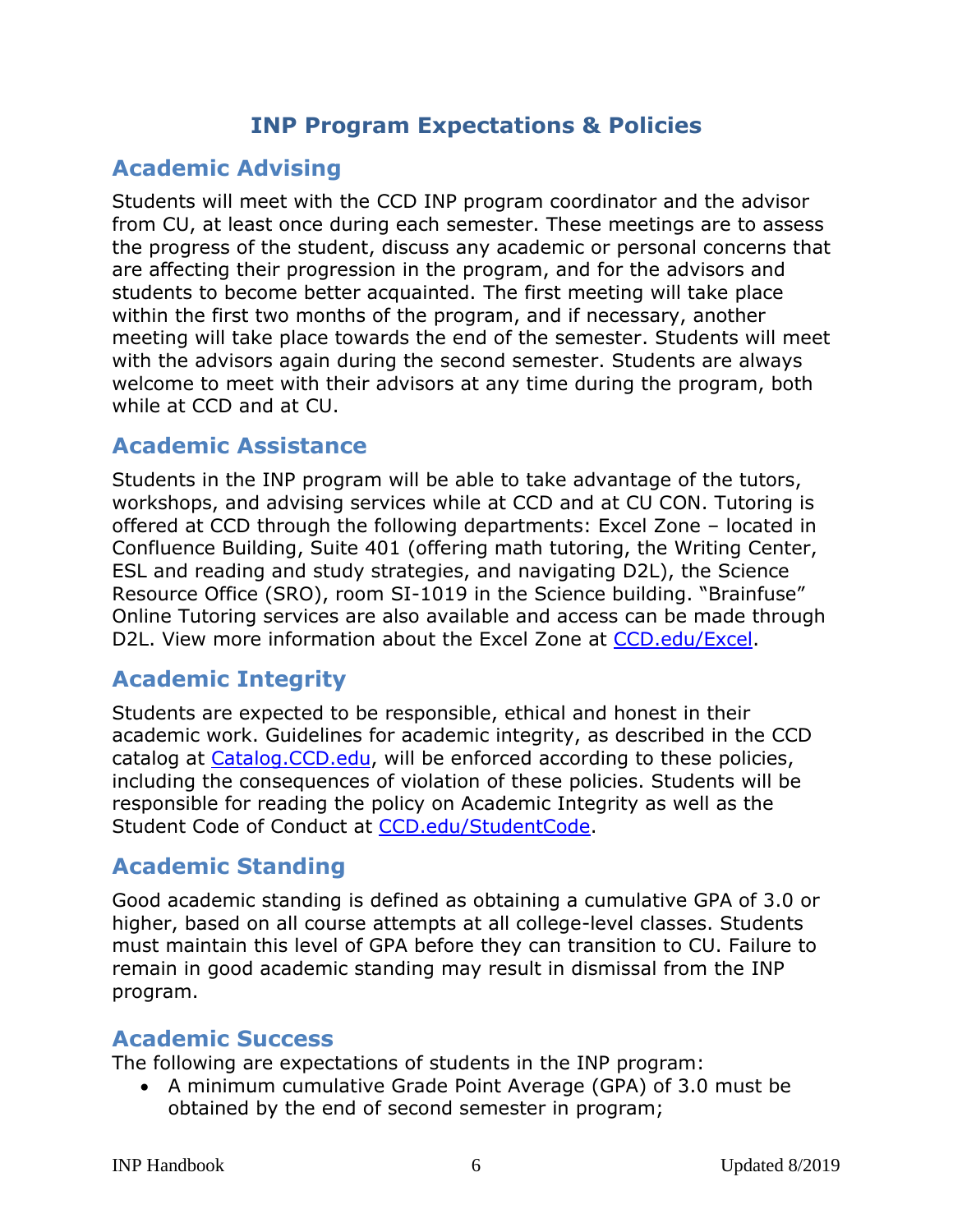# INP Program Expectations & Policies

## Academic Advising

Students will meet with the CCD INP program coordinator and the advisor from CU, at least once during each semester. These meetings are to assess the progress of the student, discuss any academic or personal concerns that are affecting their progression in the program, and for the advisors and students to become better acquainted. The first meeting will take place within the first two months of the program, and if necessary, another meeting will take place towards the end of the semester. Students will meet with the advisors again during the second semester. Students are always welcome to meet with their advisors at any time during the program, both while at CCD and at CU.

## Academic Assistance

Students in the INP program will be able to take advantage of the tutors, workshops, and advising services while at CCD and at CU CON. Tutoring is offered at CCD through the following departments: Excel Zone – located in Confluence Building, Suite 401 (offering math tutoring, the Writing Center, ESL and reading and study strategies, and navigating D2L), the Science Resource Office (SRO), room SI-1019 in the Science building. "Brainfuse" Online Tutoring services are also available and access can be made through D2L. View more information about the Excel Zone at [CCD.edu/Excel](CCD.edu/Excel).

## Academic Integrity

Students are expected to be responsible, ethical and honest in their academic work. Guidelines for academic integrity, as described in the CCD catalog at [Catalog.CCD.edu](Catalog.CCD.edu), will be enforced according to these policies, including the consequences of violation of these policies. Students will be responsible for reading the policy on Academic Integrity as well as the Student Code of Conduct at [CCD.edu/StudentCode](CCD.edu/StudentCode).

## Academic Standing

Good academic standing is defined as obtaining a cumulative GPA of 3.0 or higher, based on all course attempts at all college-level classes. Students must maintain this level of GPA before they can transition to CU. Failure to remain in good academic standing may result in dismissal from the INP program.

## Academic Success

The following are expectations of students in the INP program:

- A minimum cumulative Grade Point Average (GPA) of 3.0 must be obtained by the end of second semester in program;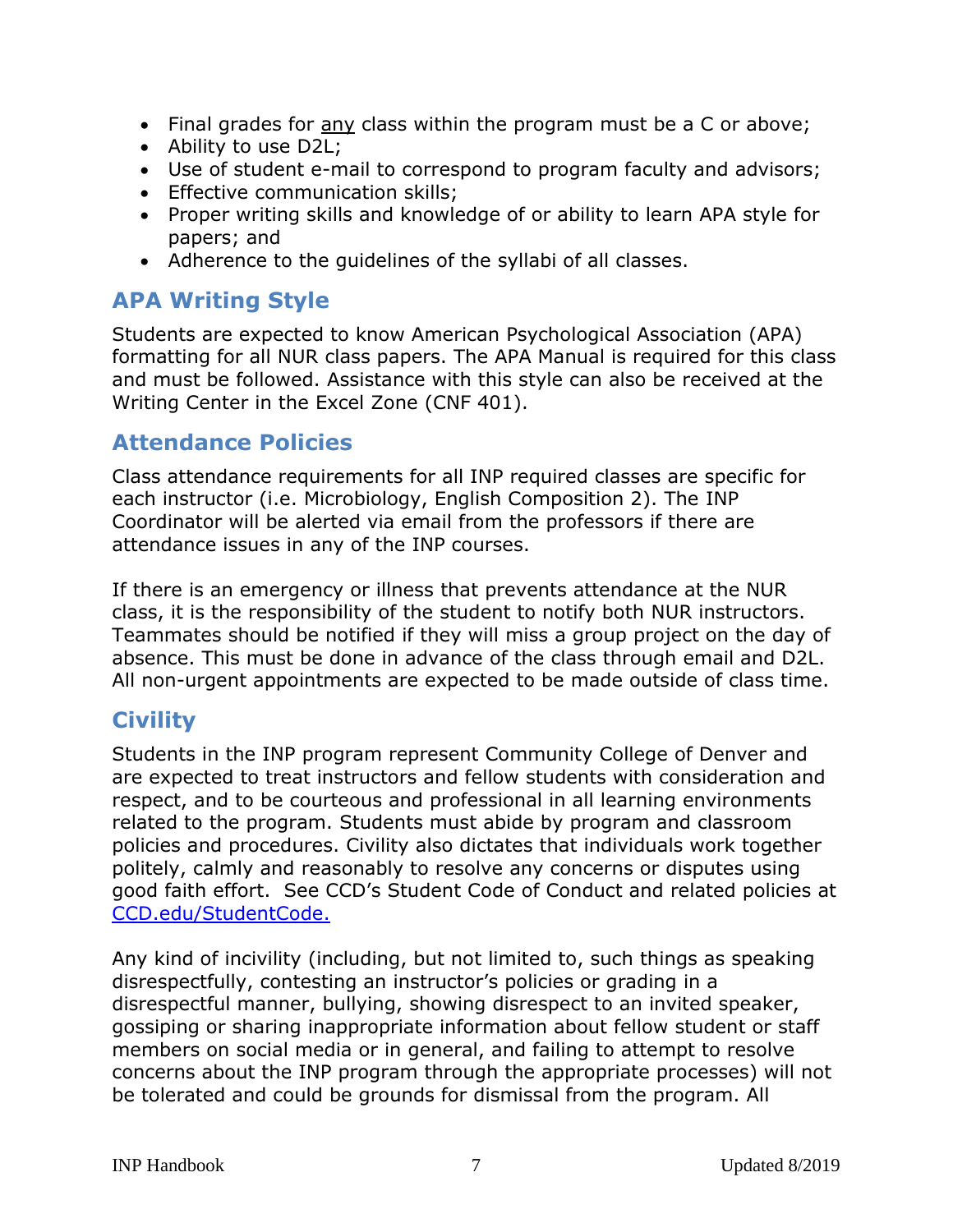- Final grades for <u>any</u> class within the program must be a C or above;
- Ability to use D2L;
- Use of student e-mail to correspond to program faculty and advisors;
- Effective communication skills;
- Proper writing skills and knowledge of or ability to learn APA style for papers; and
- Adherence to the guidelines of the syllabi of all classes.

## APA Writing Style

Students are expected to know American Psychological Association (APA) formatting for all NUR class papers. The APA Manual is required for this class and must be followed. Assistance with this style can also be received at the Writing Center in the Excel Zone (CNF 401).

## Attendance Policies

Class attendance requirements for all INP required classes are specific for each instructor (i.e. Microbiology, English Composition 2). The INP Coordinator will be alerted via email from the professors if there are attendance issues in any of the INP courses.

If there is an emergency or illness that prevents attendance at the NUR class, it is the responsibility of the student to notify both NUR instructors. Teammates should be notified if they will miss a group project on the day of absence. This must be done in advance of the class through email and D2L. All non-urgent appointments are expected to be made outside of class time.

## Civility

Students in the INP program represent Community College of Denver and are expected to treat instructors and fellow students with consideration and respect, and to be courteous and professional in all learning environments related to the program. Students must abide by program and classroom policies and procedures. Civility also dictates that individuals work together politely, calmly and reasonably to resolve any concerns or disputes using good faith effort. See CCD's Student Code of Conduct and related policies at [CCD.edu/StudentCode.](https://CCD.edu/StudentCode)

Any kind of incivility (including, but not limited to, such things as speaking disrespectfully, contesting an instructor's policies or grading in a disrespectful manner, bullying, showing disrespect to an invited speaker, gossiping or sharing inappropriate information about fellow student or staff members on social media or in general, and failing to attempt to resolve concerns about the INP program through the appropriate processes) will not be tolerated and could be grounds for dismissal from the program. All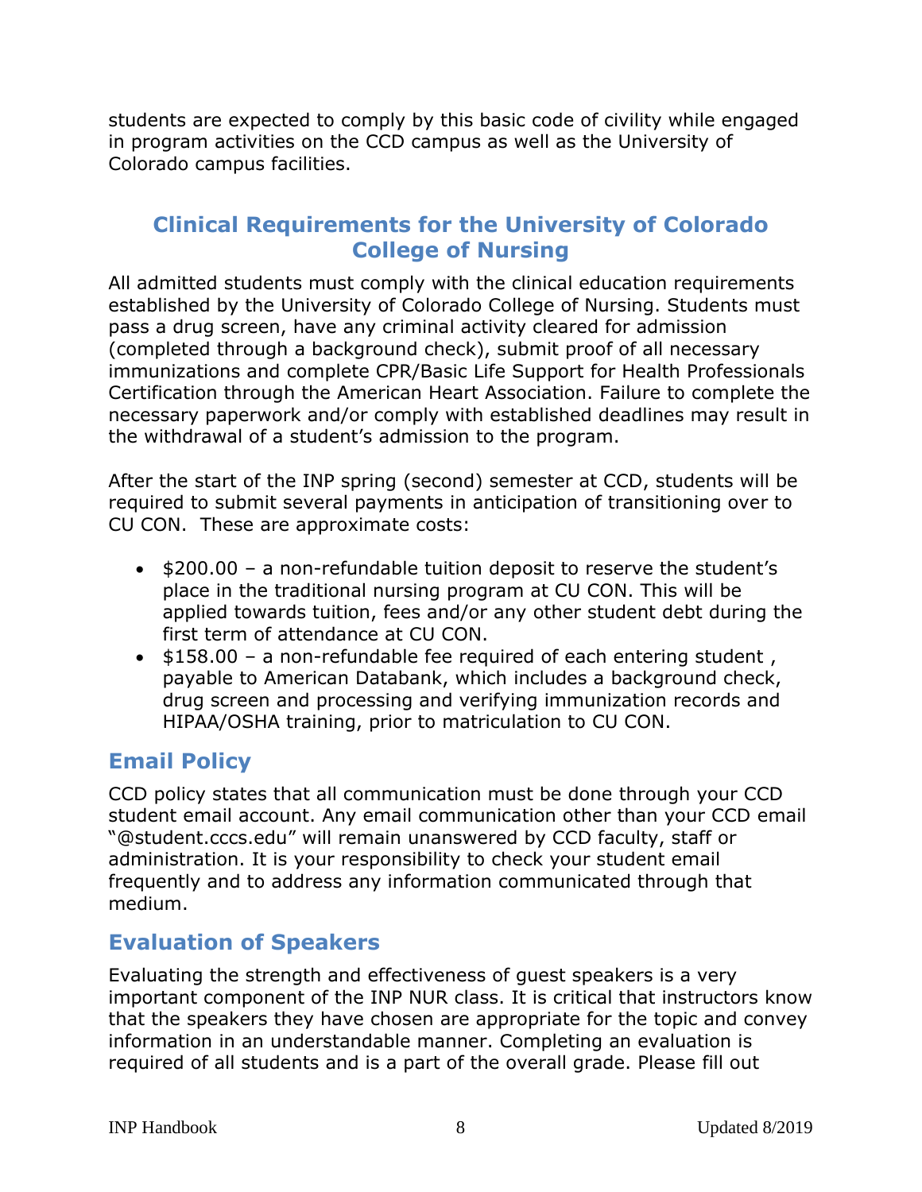students are expected to comply by this basic code of civility while engaged in program activities on the CCD campus as well as the University of Colorado campus facilities.

## Clinical Requirements for the University of Colorado College of Nursing

All admitted students must comply with the clinical education requirements established by the University of Colorado College of Nursing. Students must pass a drug screen, have any criminal activity cleared for admission (completed through a background check), submit proof of all necessary immunizations and complete CPR/Basic Life Support for Health Professionals Certification through the American Heart Association. Failure to complete the necessary paperwork and/or comply with established deadlines may result in the withdrawal of a student's admission to the program.

After the start of the INP spring (second) semester at CCD, students will be required to submit several payments in anticipation of transitioning over to CU CON. These are approximate costs:

- $200.00 – a non-refundable tuition deposit to reserve the student's place in the traditional nursing program at CU CON. This will be applied towards tuition, fees and/or any other student debt during the first term of attendance at CU CON.
- $158.00 – a non-refundable fee required of each entering student , payable to American Databank, which includes a background check, drug screen and processing and verifying immunization records and HIPAA/OSHA training, prior to matriculation to CU CON.

## Email Policy

CCD policy states that all communication must be done through your CCD student email account. Any email communication other than your CCD email "@student.cccs.edu" will remain unanswered by CCD faculty, staff or administration. It is your responsibility to check your student email frequently and to address any information communicated through that medium.

## Evaluation of Speakers

Evaluating the strength and effectiveness of guest speakers is a very important component of the INP NUR class. It is critical that instructors know that the speakers they have chosen are appropriate for the topic and convey information in an understandable manner. Completing an evaluation is required of all students and is a part of the overall grade. Please fill out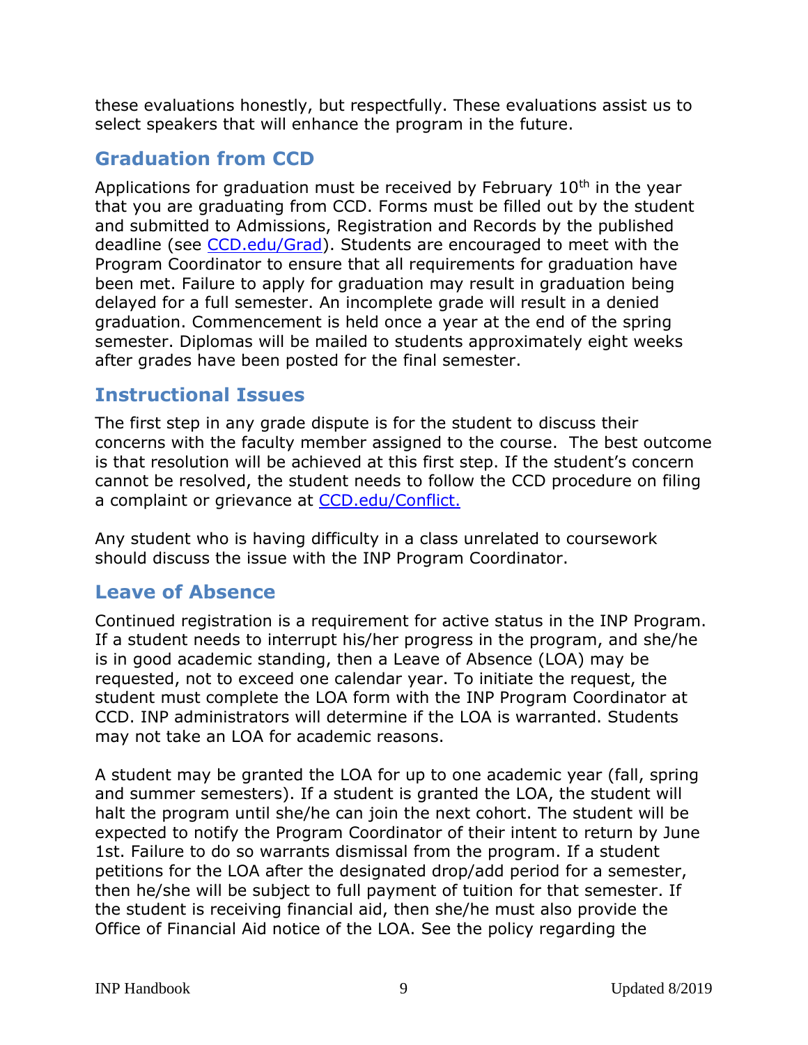these evaluations honestly, but respectfully. These evaluations assist us to select speakers that will enhance the program in the future.

## Graduation from CCD

Applications for graduation must be received by February 10th in the year that you are graduating from CCD. Forms must be filled out by the student and submitted to Admissions, Registration and Records by the published deadline (see [CCD.edu/Grad](CCD.edu/Grad)). Students are encouraged to meet with the Program Coordinator to ensure that all requirements for graduation have been met. Failure to apply for graduation may result in graduation being delayed for a full semester. An incomplete grade will result in a denied graduation. Commencement is held once a year at the end of the spring semester. Diplomas will be mailed to students approximately eight weeks after grades have been posted for the final semester.

## Instructional Issues

The first step in any grade dispute is for the student to discuss their concerns with the faculty member assigned to the course. The best outcome is that resolution will be achieved at this first step. If the student's concern cannot be resolved, the student needs to follow the CCD procedure on filing a complaint or grievance at [CCD.edu/Conflict.](CCD.edu/Conflict)

Any student who is having difficulty in a class unrelated to coursework should discuss the issue with the INP Program Coordinator.

## Leave of Absence

Continued registration is a requirement for active status in the INP Program. If a student needs to interrupt his/her progress in the program, and she/he is in good academic standing, then a Leave of Absence (LOA) may be requested, not to exceed one calendar year. To initiate the request, the student must complete the LOA form with the INP Program Coordinator at CCD. INP administrators will determine if the LOA is warranted. Students may not take an LOA for academic reasons.

A student may be granted the LOA for up to one academic year (fall, spring and summer semesters). If a student is granted the LOA, the student will halt the program until she/he can join the next cohort. The student will be expected to notify the Program Coordinator of their intent to return by June 1st. Failure to do so warrants dismissal from the program. If a student petitions for the LOA after the designated drop/add period for a semester, then he/she will be subject to full payment of tuition for that semester. If the student is receiving financial aid, then she/he must also provide the Office of Financial Aid notice of the LOA. See the policy regarding the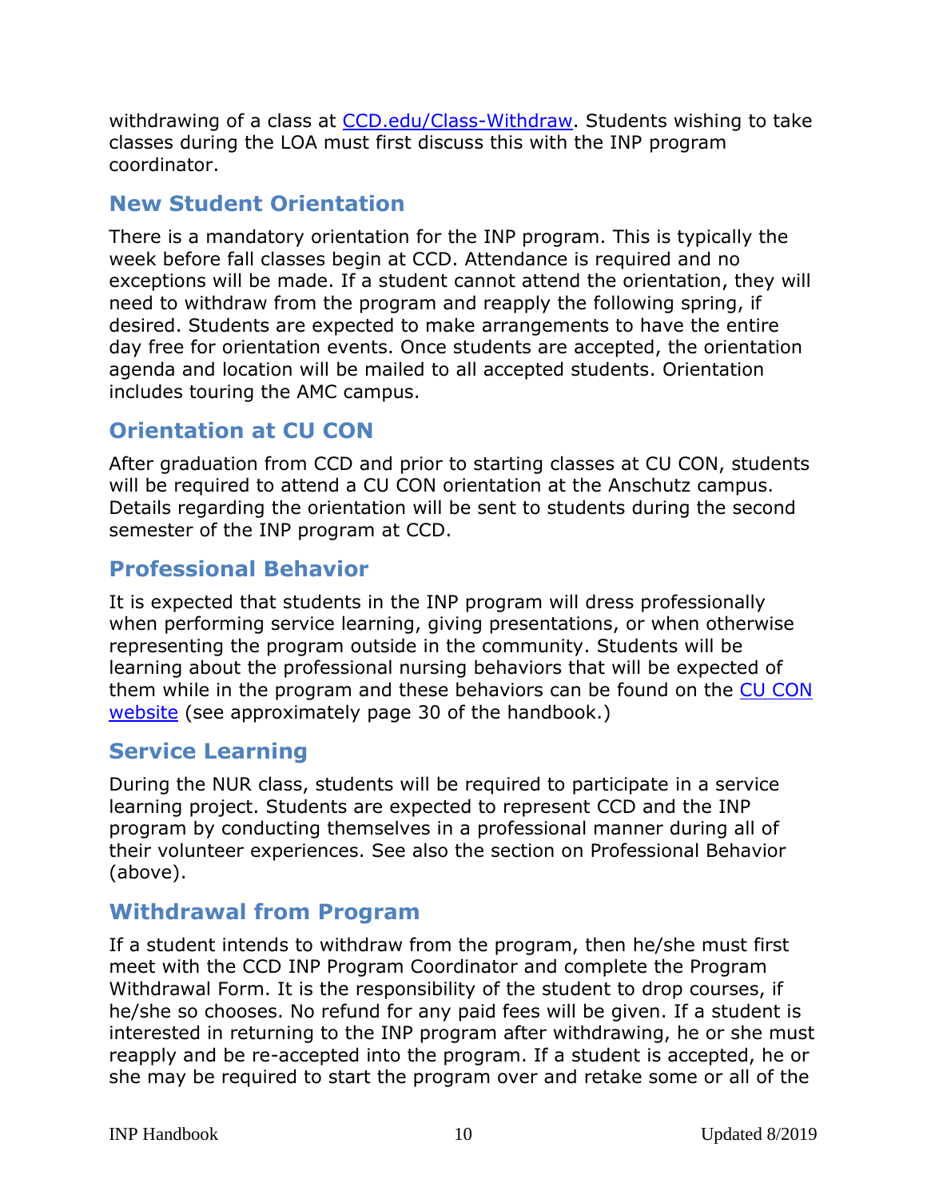withdrawing of a class at [CCD.edu/Class-Withdraw](CCD.edu/Class-Withdraw). Students wishing to take classes during the LOA must first discuss this with the INP program coordinator.

## New Student Orientation

There is a mandatory orientation for the INP program. This is typically the week before fall classes begin at CCD. Attendance is required and no exceptions will be made. If a student cannot attend the orientation, they will need to withdraw from the program and reapply the following spring, if desired. Students are expected to make arrangements to have the entire day free for orientation events. Once students are accepted, the orientation agenda and location will be mailed to all accepted students. Orientation includes touring the AMC campus.

## Orientation at CU CON

After graduation from CCD and prior to starting classes at CU CON, students will be required to attend a CU CON orientation at the Anschutz campus. Details regarding the orientation will be sent to students during the second semester of the INP program at CCD.

## Professional Behavior

It is expected that students in the INP program will dress professionally when performing service learning, giving presentations, or when otherwise representing the program outside in the community. Students will be learning about the professional nursing behaviors that will be expected of them while in the program and these behaviors can be found on the CU CON website (see approximately page 30 of the handbook.)

## Service Learning

During the NUR class, students will be required to participate in a service learning project. Students are expected to represent CCD and the INP program by conducting themselves in a professional manner during all of their volunteer experiences. See also the section on Professional Behavior (above).

## Withdrawal from Program

If a student intends to withdraw from the program, then he/she must first meet with the CCD INP Program Coordinator and complete the Program Withdrawal Form. It is the responsibility of the student to drop courses, if he/she so chooses. No refund for any paid fees will be given. If a student is interested in returning to the INP program after withdrawing, he or she must reapply and be re-accepted into the program. If a student is accepted, he or she may be required to start the program over and retake some or all of the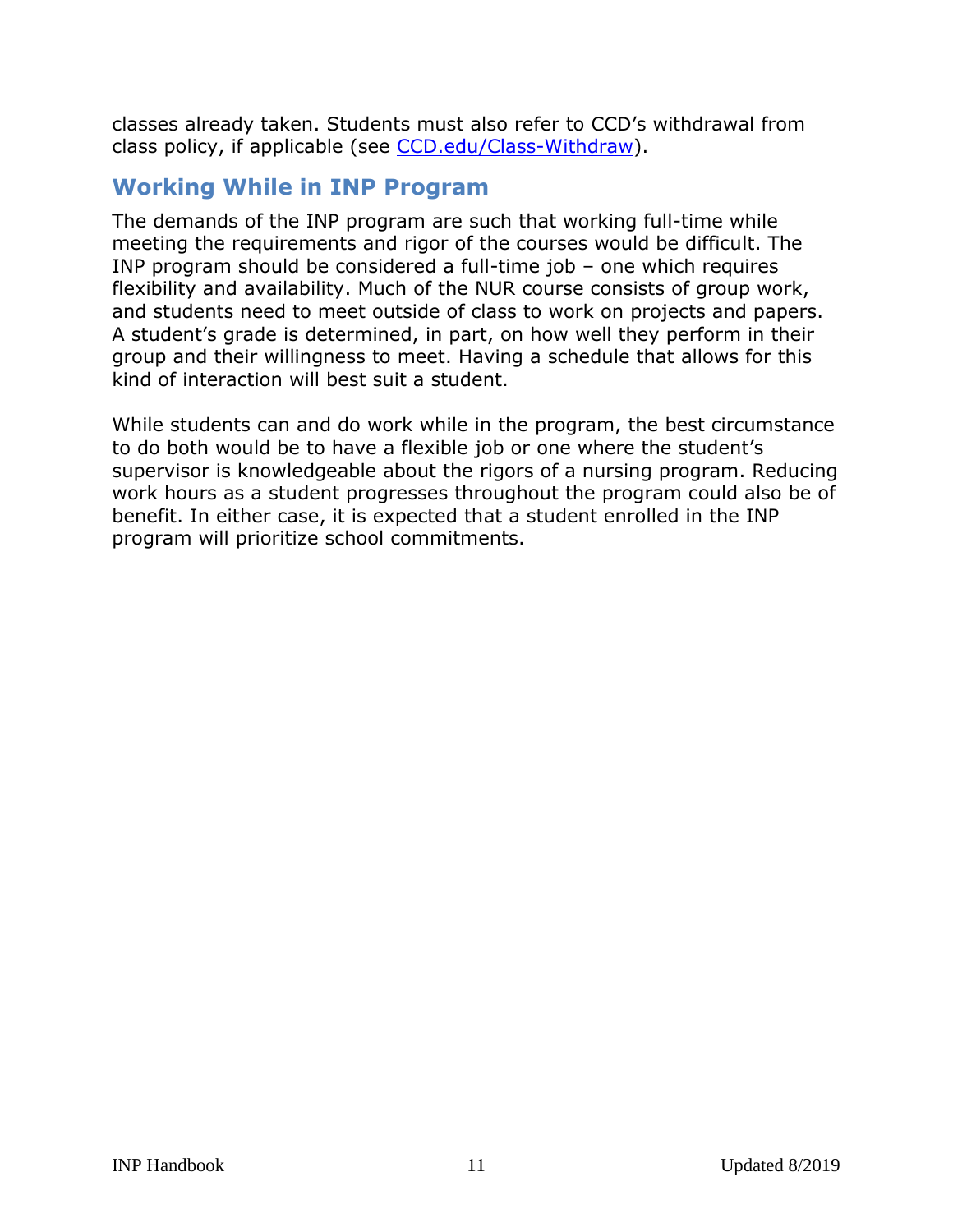classes already taken. Students must also refer to CCD's withdrawal from class policy, if applicable (see [CCD.edu/Class-Withdraw](CCD.edu/Class-Withdraw)).

## Working While in INP Program

The demands of the INP program are such that working full-time while meeting the requirements and rigor of the courses would be difficult. The INP program should be considered a full-time job – one which requires flexibility and availability. Much of the NUR course consists of group work, and students need to meet outside of class to work on projects and papers. A student's grade is determined, in part, on how well they perform in their group and their willingness to meet. Having a schedule that allows for this kind of interaction will best suit a student.

While students can and do work while in the program, the best circumstance to do both would be to have a flexible job or one where the student's supervisor is knowledgeable about the rigors of a nursing program. Reducing work hours as a student progresses throughout the program could also be of benefit. In either case, it is expected that a student enrolled in the INP program will prioritize school commitments.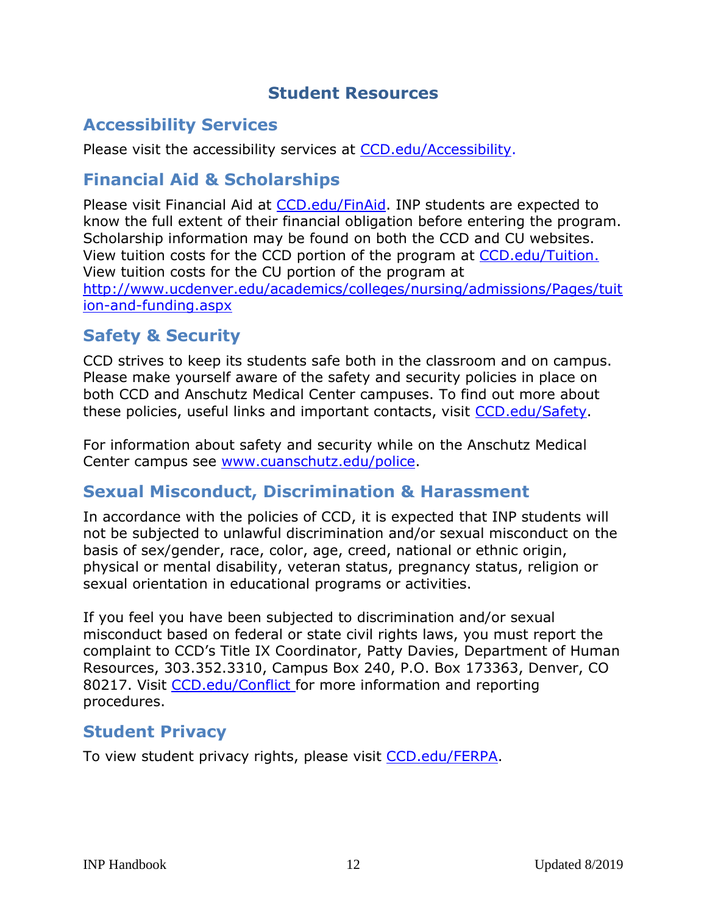# Student Resources

## Accessibility Services

Please visit the accessibility services at [CCD.edu/Accessibility](CCD.edu/Accessibility).

## Financial Aid & Scholarships

Please visit Financial Aid at [CCD.edu/FinAid](CCD.edu/FinAid). INP students are expected to know the full extent of their financial obligation before entering the program. Scholarship information may be found on both the CCD and CU websites. View tuition costs for the CCD portion of the program at [CCD.edu/Tuition.](CCD.edu/Tuition) View tuition costs for the CU portion of the program at [http://www.ucdenver.edu/academics/colleges/nursing/admissions/Pages/tuition-and-funding.aspx](http://www.ucdenver.edu/academics/colleges/nursing/admissions/Pages/tuition-and-funding.aspx)

## Safety & Security

CCD strives to keep its students safe both in the classroom and on campus. Please make yourself aware of the safety and security policies in place on both CCD and Anschutz Medical Center campuses. To find out more about these policies, useful links and important contacts, visit [CCD.edu/Safety](CCD.edu/Safety).

For information about safety and security while on the Anschutz Medical Center campus see [www.cuanschutz.edu/police](www.cuanschutz.edu/police).

## Sexual Misconduct, Discrimination & Harassment

In accordance with the policies of CCD, it is expected that INP students will not be subjected to unlawful discrimination and/or sexual misconduct on the basis of sex/gender, race, color, age, creed, national or ethnic origin, physical or mental disability, veteran status, pregnancy status, religion or sexual orientation in educational programs or activities.

If you feel you have been subjected to discrimination and/or sexual misconduct based on federal or state civil rights laws, you must report the complaint to CCD's Title IX Coordinator, Patty Davies, Department of Human Resources, 303.352.3310, Campus Box 240, P.O. Box 173363, Denver, CO 80217. Visit [CCD.edu/Conflict](CCD.edu/Conflict) for more information and reporting procedures.

## Student Privacy

To view student privacy rights, please visit [CCD.edu/FERPA](CCD.edu/FERPA).